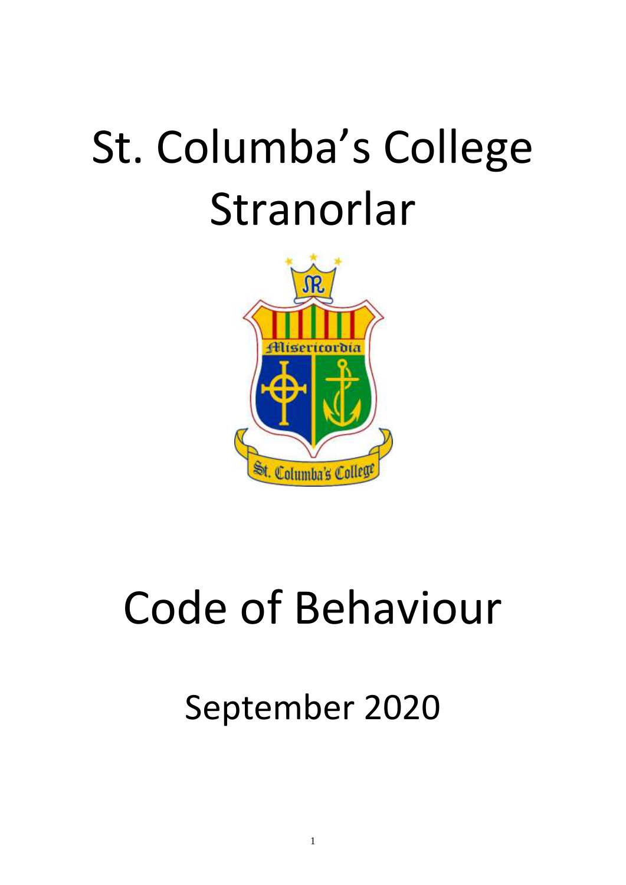# St. Columba's College Stranorlar

# Code of Behaviour

## September 2020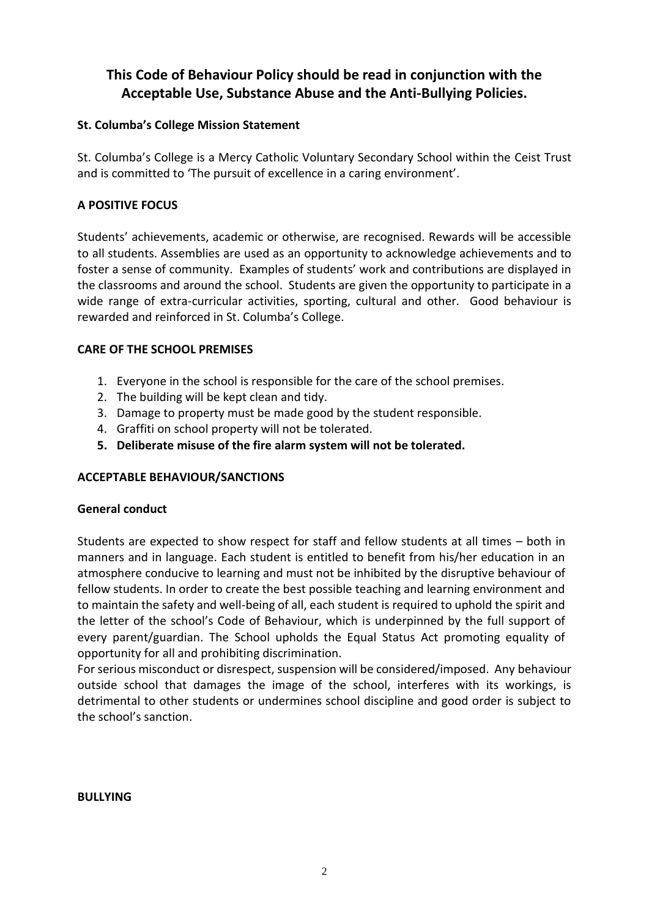## This Code of Behaviour Policy should be read in conjunction with the Acceptable Use, Substance Abuse and the Anti-Bullying Policies.

**St. Columba's College Mission Statement**

St. Columba's College is a Mercy Catholic Voluntary Secondary School within the Ceist Trust and is committed to 'The pursuit of excellence in a caring environment'.

**A POSITIVE FOCUS**

Students' achievements, academic or otherwise, are recognised. Rewards will be accessible to all students. Assemblies are used as an opportunity to acknowledge achievements and to foster a sense of community. Examples of students' work and contributions are displayed in the classrooms and around the school. Students are given the opportunity to participate in a wide range of extra-curricular activities, sporting, cultural and other. Good behaviour is rewarded and reinforced in St. Columba's College.

**CARE OF THE SCHOOL PREMISES**

1. Everyone in the school is responsible for the care of the school premises.
2. The building will be kept clean and tidy.
3. Damage to property must be made good by the student responsible.
4. Graffiti on school property will not be tolerated.
5. **Deliberate misuse of the fire alarm system will not be tolerated.**

**ACCEPTABLE BEHAVIOUR/SANCTIONS**

**General conduct**

Students are expected to show respect for staff and fellow students at all times – both in manners and in language. Each student is entitled to benefit from his/her education in an atmosphere conducive to learning and must not be inhibited by the disruptive behaviour of fellow students. In order to create the best possible teaching and learning environment and to maintain the safety and well-being of all, each student is required to uphold the spirit and the letter of the school's Code of Behaviour, which is underpinned by the full support of every parent/guardian. The School upholds the Equal Status Act promoting equality of opportunity for all and prohibiting discrimination.
For serious misconduct or disrespect, suspension will be considered/imposed. Any behaviour outside school that damages the image of the school, interferes with its workings, is detrimental to other students or undermines school discipline and good order is subject to the school's sanction.

**BULLYING**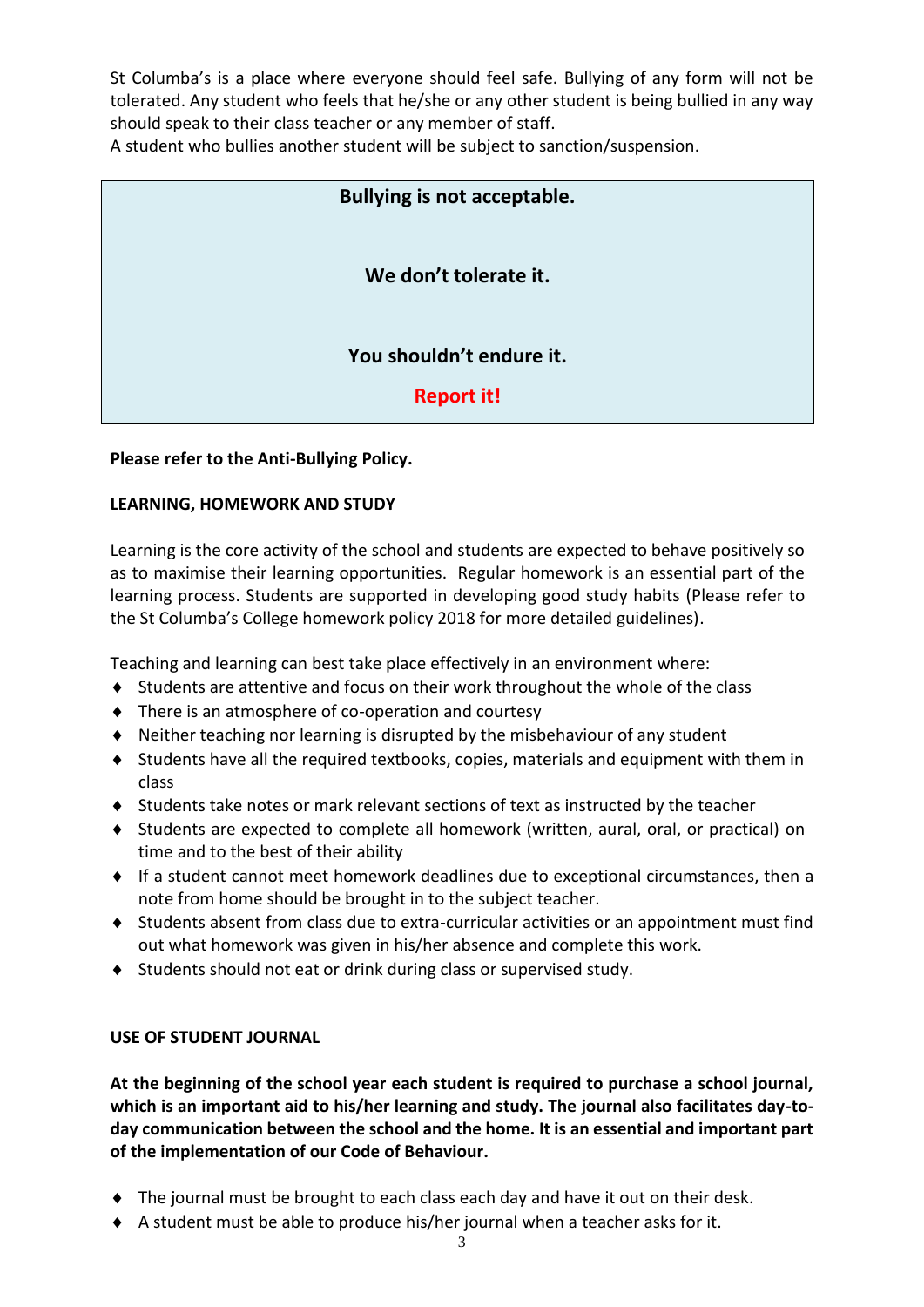St Columba's is a place where everyone should feel safe. Bullying of any form will not be tolerated. Any student who feels that he/she or any other student is being bullied in any way should speak to their class teacher or any member of staff.
A student who bullies another student will be subject to sanction/suspension.

**Bullying is not acceptable.**

**We don't tolerate it.**

**You shouldn't endure it.**

**Report it!**

**Please refer to the Anti-Bullying Policy.**

**LEARNING, HOMEWORK AND STUDY**

Learning is the core activity of the school and students are expected to behave positively so as to maximise their learning opportunities. Regular homework is an essential part of the learning process. Students are supported in developing good study habits (Please refer to the St Columba's College homework policy 2018 for more detailed guidelines).

Teaching and learning can best take place effectively in an environment where:

- Students are attentive and focus on their work throughout the whole of the class
- There is an atmosphere of co-operation and courtesy
- Neither teaching nor learning is disrupted by the misbehaviour of any student
- Students have all the required textbooks, copies, materials and equipment with them in class
- Students take notes or mark relevant sections of text as instructed by the teacher
- Students are expected to complete all homework (written, aural, oral, or practical) on time and to the best of their ability
- If a student cannot meet homework deadlines due to exceptional circumstances, then a note from home should be brought in to the subject teacher.
- Students absent from class due to extra-curricular activities or an appointment must find out what homework was given in his/her absence and complete this work.
- Students should not eat or drink during class or supervised study.

**USE OF STUDENT JOURNAL**

**At the beginning of the school year each student is required to purchase a school journal, which is an important aid to his/her learning and study. The journal also facilitates day-to-day communication between the school and the home. It is an essential and important part of the implementation of our Code of Behaviour.**

- The journal must be brought to each class each day and have it out on their desk.
- A student must be able to produce his/her journal when a teacher asks for it.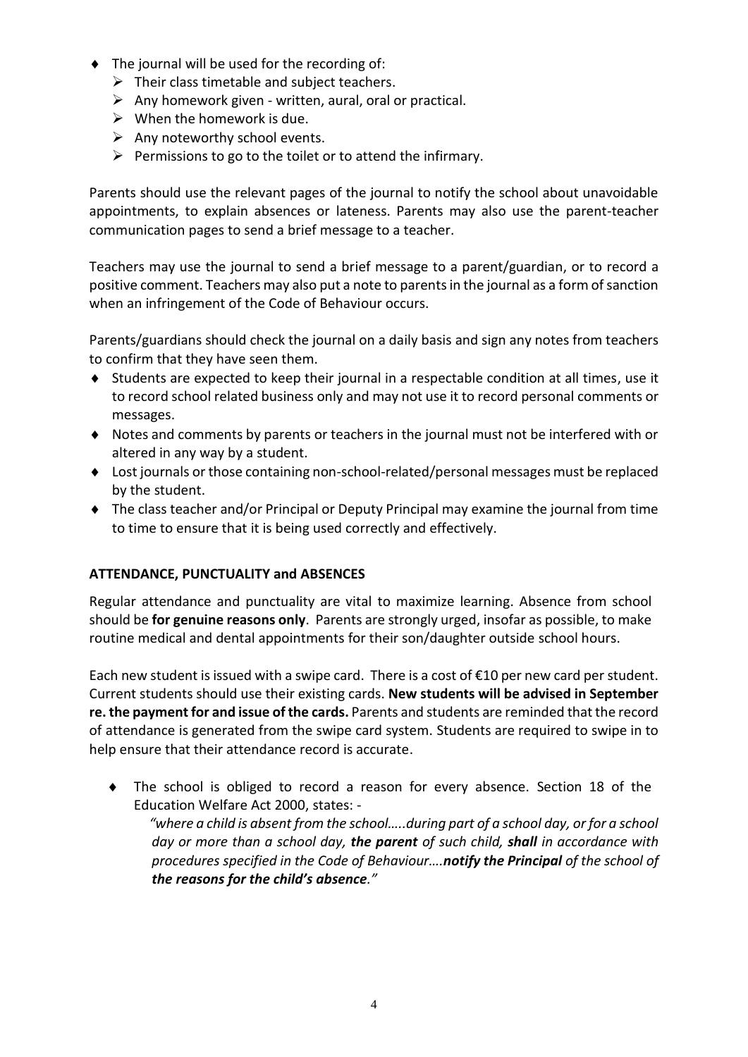- The journal will be used for the recording of:
  - Their class timetable and subject teachers.
  - Any homework given - written, aural, oral or practical.
  - When the homework is due.
  - Any noteworthy school events.
  - Permissions to go to the toilet or to attend the infirmary.

Parents should use the relevant pages of the journal to notify the school about unavoidable appointments, to explain absences or lateness. Parents may also use the parent-teacher communication pages to send a brief message to a teacher.

Teachers may use the journal to send a brief message to a parent/guardian, or to record a positive comment. Teachers may also put a note to parents in the journal as a form of sanction when an infringement of the Code of Behaviour occurs.

Parents/guardians should check the journal on a daily basis and sign any notes from teachers to confirm that they have seen them.

- Students are expected to keep their journal in a respectable condition at all times, use it to record school related business only and may not use it to record personal comments or messages.
- Notes and comments by parents or teachers in the journal must not be interfered with or altered in any way by a student.
- Lost journals or those containing non-school-related/personal messages must be replaced by the student.
- The class teacher and/or Principal or Deputy Principal may examine the journal from time to time to ensure that it is being used correctly and effectively.

**ATTENDANCE, PUNCTUALITY and ABSENCES**

Regular attendance and punctuality are vital to maximize learning. Absence from school should be **for genuine reasons only**. Parents are strongly urged, insofar as possible, to make routine medical and dental appointments for their son/daughter outside school hours.

Each new student is issued with a swipe card. There is a cost of €10 per new card per student. Current students should use their existing cards. **New students will be advised in September re. the payment for and issue of the cards.** Parents and students are reminded that the record of attendance is generated from the swipe card system. Students are required to swipe in to help ensure that their attendance record is accurate.

- The school is obliged to record a reason for every absence. Section 18 of the Education Welfare Act 2000, states: -

  *"where a child is absent from the school…..during part of a school day, or for a school day or more than a school day, **the parent** of such child, **shall** in accordance with procedures specified in the Code of Behaviour….**notify the Principal** of the school of **the reasons for the child's absence**."*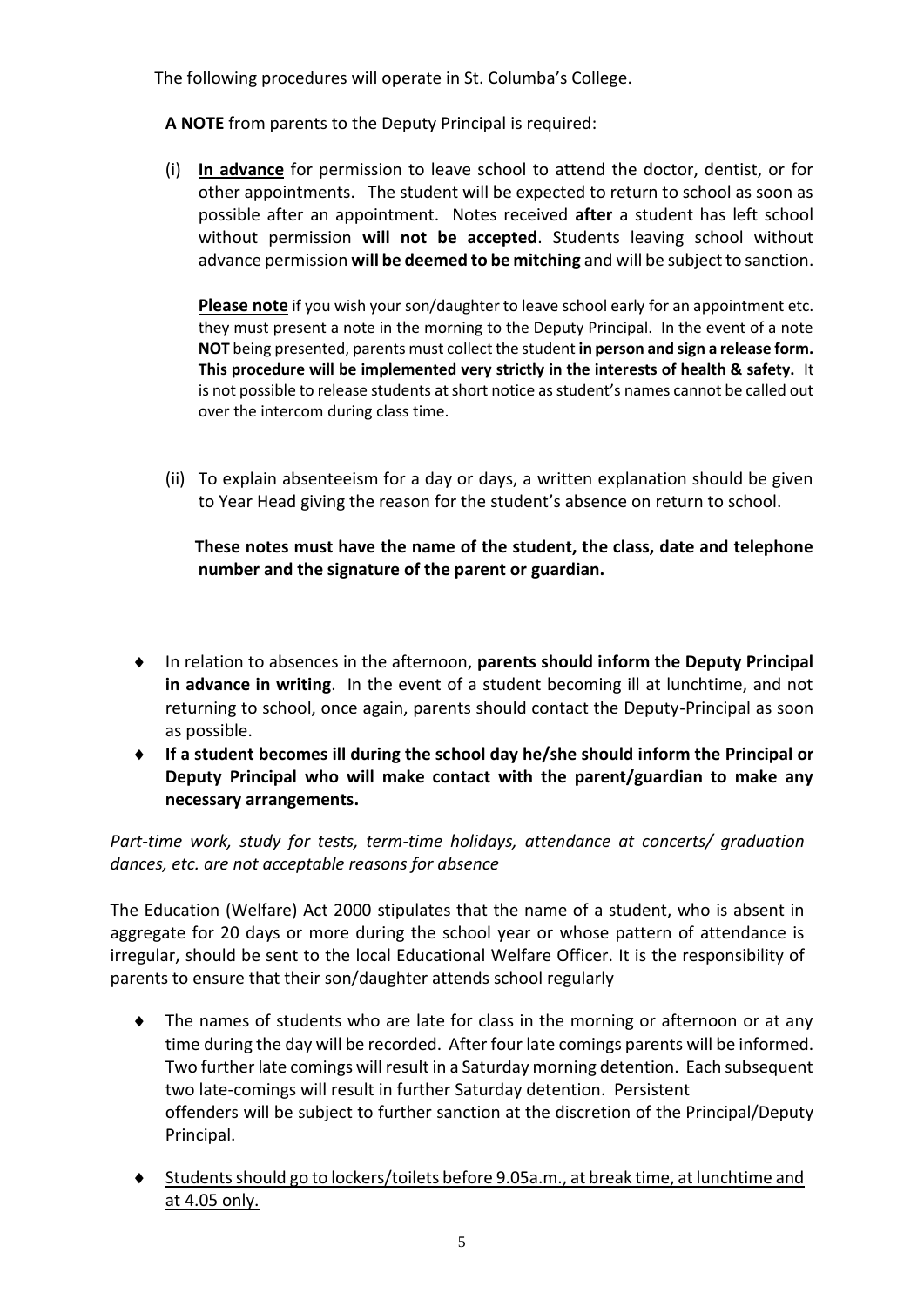The following procedures will operate in St. Columba's College.

**A NOTE** from parents to the Deputy Principal is required:

(i) **<u>In advance</u>** for permission to leave school to attend the doctor, dentist, or for other appointments. The student will be expected to return to school as soon as possible after an appointment. Notes received **after** a student has left school without permission **will not be accepted**. Students leaving school without advance permission **will be deemed to be mitching** and will be subject to sanction.

**<u>Please note</u>** if you wish your son/daughter to leave school early for an appointment etc. they must present a note in the morning to the Deputy Principal. In the event of a note **NOT** being presented, parents must collect the student **in person and sign a release form. This procedure will be implemented very strictly in the interests of health & safety.** It is not possible to release students at short notice as student's names cannot be called out over the intercom during class time.

(ii) To explain absenteeism for a day or days, a written explanation should be given to Year Head giving the reason for the student's absence on return to school.

**These notes must have the name of the student, the class, date and telephone number and the signature of the parent or guardian.**

- In relation to absences in the afternoon, **parents should inform the Deputy Principal in advance in writing**. In the event of a student becoming ill at lunchtime, and not returning to school, once again, parents should contact the Deputy-Principal as soon as possible.
- **If a student becomes ill during the school day he/she should inform the Principal or Deputy Principal who will make contact with the parent/guardian to make any necessary arrangements.**

*Part-time work, study for tests, term-time holidays, attendance at concerts/ graduation dances, etc. are not acceptable reasons for absence*

The Education (Welfare) Act 2000 stipulates that the name of a student, who is absent in aggregate for 20 days or more during the school year or whose pattern of attendance is irregular, should be sent to the local Educational Welfare Officer. It is the responsibility of parents to ensure that their son/daughter attends school regularly

- The names of students who are late for class in the morning or afternoon or at any time during the day will be recorded. After four late comings parents will be informed. Two further late comings will result in a Saturday morning detention. Each subsequent two late-comings will result in further Saturday detention. Persistent offenders will be subject to further sanction at the discretion of the Principal/Deputy Principal.
- <u>Students should go to lockers/toilets before 9.05a.m., at break time, at lunchtime and at 4.05 only.</u>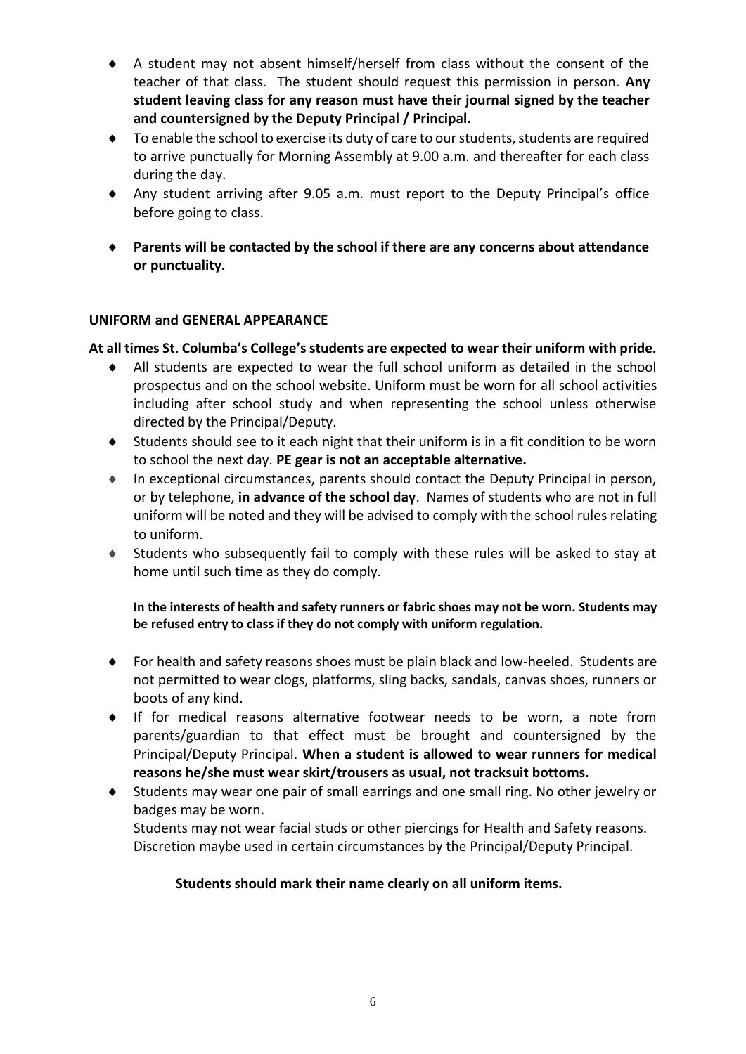- A student may not absent himself/herself from class without the consent of the teacher of that class. The student should request this permission in person. **Any student leaving class for any reason must have their journal signed by the teacher and countersigned by the Deputy Principal / Principal.**
- To enable the school to exercise its duty of care to our students, students are required to arrive punctually for Morning Assembly at 9.00 a.m. and thereafter for each class during the day.
- Any student arriving after 9.05 a.m. must report to the Deputy Principal's office before going to class.
- **Parents will be contacted by the school if there are any concerns about attendance or punctuality.**

## UNIFORM and GENERAL APPEARANCE

**At all times St. Columba's College's students are expected to wear their uniform with pride.**

- All students are expected to wear the full school uniform as detailed in the school prospectus and on the school website. Uniform must be worn for all school activities including after school study and when representing the school unless otherwise directed by the Principal/Deputy.
- Students should see to it each night that their uniform is in a fit condition to be worn to school the next day. **PE gear is not an acceptable alternative.**
- In exceptional circumstances, parents should contact the Deputy Principal in person, or by telephone, **in advance of the school day**. Names of students who are not in full uniform will be noted and they will be advised to comply with the school rules relating to uniform.
- Students who subsequently fail to comply with these rules will be asked to stay at home until such time as they do comply.

**In the interests of health and safety runners or fabric shoes may not be worn. Students may be refused entry to class if they do not comply with uniform regulation.**

- For health and safety reasons shoes must be plain black and low-heeled. Students are not permitted to wear clogs, platforms, sling backs, sandals, canvas shoes, runners or boots of any kind.
- If for medical reasons alternative footwear needs to be worn, a note from parents/guardian to that effect must be brought and countersigned by the Principal/Deputy Principal. **When a student is allowed to wear runners for medical reasons he/she must wear skirt/trousers as usual, not tracksuit bottoms.**
- Students may wear one pair of small earrings and one small ring. No other jewelry or badges may be worn.
  Students may not wear facial studs or other piercings for Health and Safety reasons. Discretion maybe used in certain circumstances by the Principal/Deputy Principal.

**Students should mark their name clearly on all uniform items.**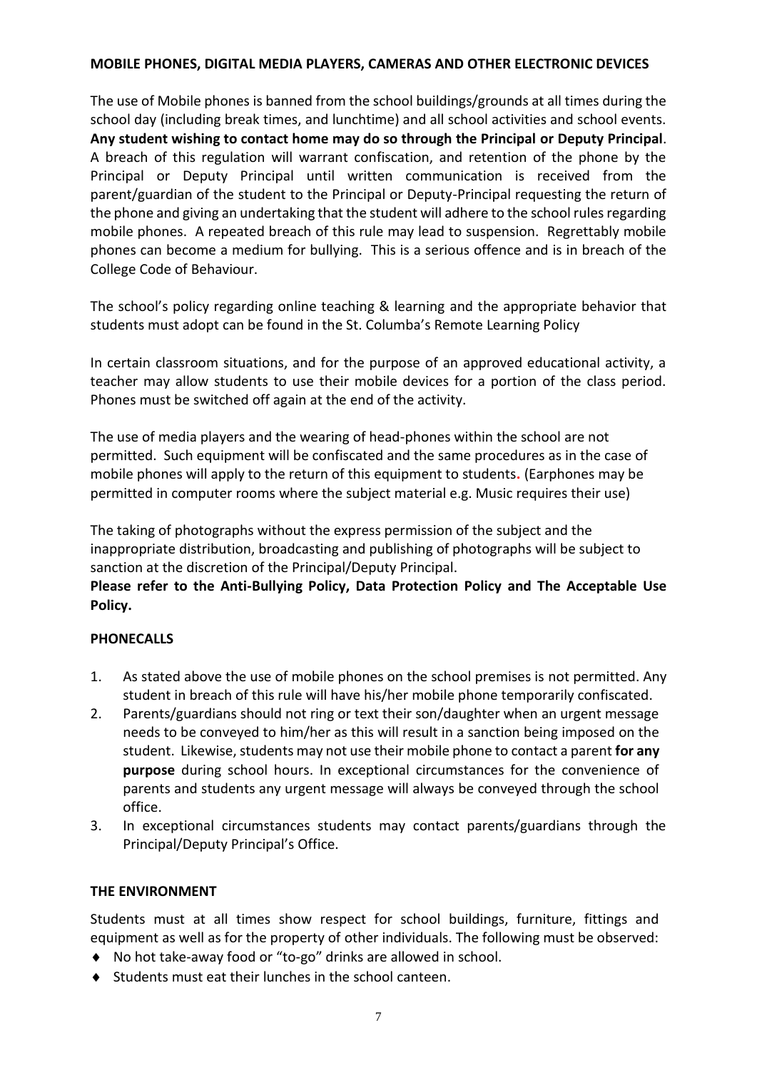## MOBILE PHONES, DIGITAL MEDIA PLAYERS, CAMERAS AND OTHER ELECTRONIC DEVICES

The use of Mobile phones is banned from the school buildings/grounds at all times during the school day (including break times, and lunchtime) and all school activities and school events. **Any student wishing to contact home may do so through the Principal or Deputy Principal**. A breach of this regulation will warrant confiscation, and retention of the phone by the Principal or Deputy Principal until written communication is received from the parent/guardian of the student to the Principal or Deputy-Principal requesting the return of the phone and giving an undertaking that the student will adhere to the school rules regarding mobile phones. A repeated breach of this rule may lead to suspension. Regrettably mobile phones can become a medium for bullying. This is a serious offence and is in breach of the College Code of Behaviour.

The school's policy regarding online teaching & learning and the appropriate behavior that students must adopt can be found in the St. Columba's Remote Learning Policy

In certain classroom situations, and for the purpose of an approved educational activity, a teacher may allow students to use their mobile devices for a portion of the class period. Phones must be switched off again at the end of the activity.

The use of media players and the wearing of head-phones within the school are not permitted. Such equipment will be confiscated and the same procedures as in the case of mobile phones will apply to the return of this equipment to students. (Earphones may be permitted in computer rooms where the subject material e.g. Music requires their use)

The taking of photographs without the express permission of the subject and the inappropriate distribution, broadcasting and publishing of photographs will be subject to sanction at the discretion of the Principal/Deputy Principal.

**Please refer to the Anti-Bullying Policy, Data Protection Policy and The Acceptable Use Policy.**

## PHONECALLS

1. As stated above the use of mobile phones on the school premises is not permitted. Any student in breach of this rule will have his/her mobile phone temporarily confiscated.
2. Parents/guardians should not ring or text their son/daughter when an urgent message needs to be conveyed to him/her as this will result in a sanction being imposed on the student. Likewise, students may not use their mobile phone to contact a parent **for any purpose** during school hours. In exceptional circumstances for the convenience of parents and students any urgent message will always be conveyed through the school office.
3. In exceptional circumstances students may contact parents/guardians through the Principal/Deputy Principal's Office.

## THE ENVIRONMENT

Students must at all times show respect for school buildings, furniture, fittings and equipment as well as for the property of other individuals. The following must be observed:

- No hot take-away food or "to-go" drinks are allowed in school.
- Students must eat their lunches in the school canteen.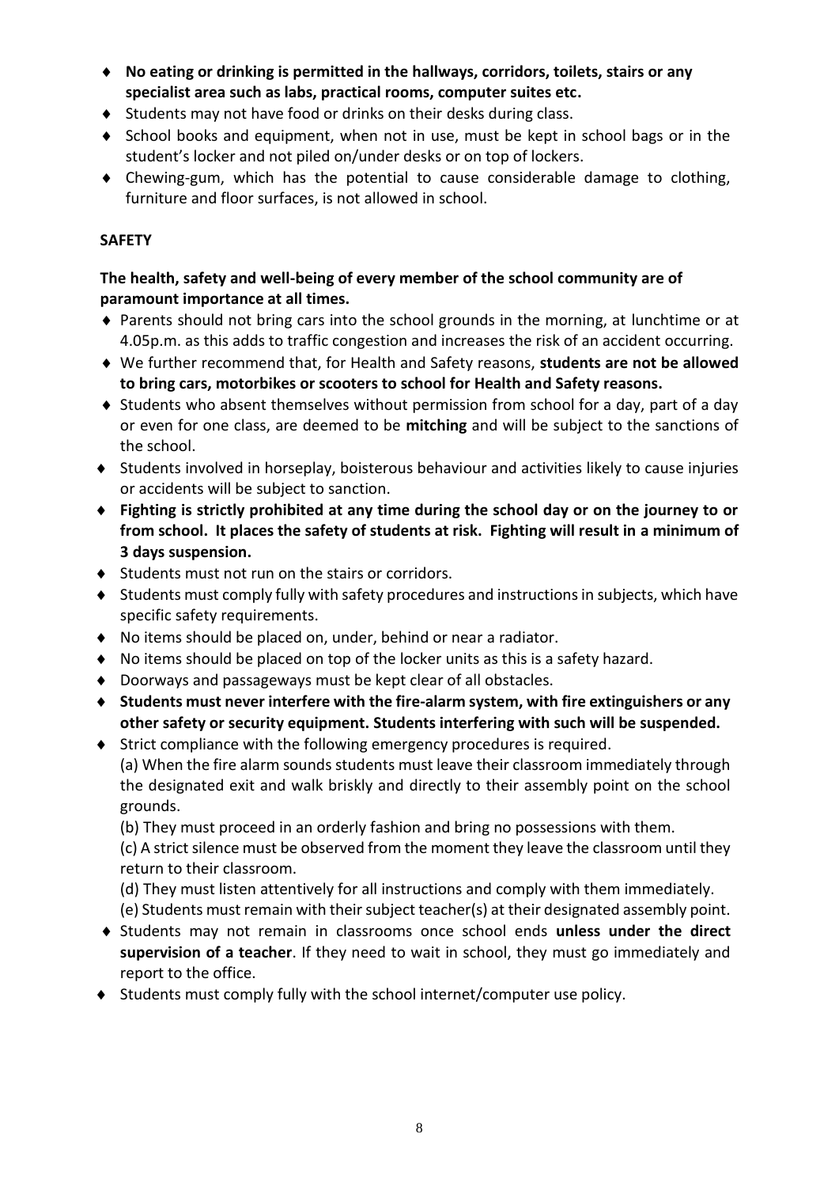- **No eating or drinking is permitted in the hallways, corridors, toilets, stairs or any specialist area such as labs, practical rooms, computer suites etc.**
- Students may not have food or drinks on their desks during class.
- School books and equipment, when not in use, must be kept in school bags or in the student's locker and not piled on/under desks or on top of lockers.
- Chewing-gum, which has the potential to cause considerable damage to clothing, furniture and floor surfaces, is not allowed in school.

**SAFETY**

**The health, safety and well-being of every member of the school community are of paramount importance at all times.**

- Parents should not bring cars into the school grounds in the morning, at lunchtime or at 4.05p.m. as this adds to traffic congestion and increases the risk of an accident occurring.
- We further recommend that, for Health and Safety reasons, **students are not be allowed to bring cars, motorbikes or scooters to school for Health and Safety reasons.**
- Students who absent themselves without permission from school for a day, part of a day or even for one class, are deemed to be **mitching** and will be subject to the sanctions of the school.
- Students involved in horseplay, boisterous behaviour and activities likely to cause injuries or accidents will be subject to sanction.
- **Fighting is strictly prohibited at any time during the school day or on the journey to or from school. It places the safety of students at risk. Fighting will result in a minimum of 3 days suspension.**
- Students must not run on the stairs or corridors.
- Students must comply fully with safety procedures and instructions in subjects, which have specific safety requirements.
- No items should be placed on, under, behind or near a radiator.
- No items should be placed on top of the locker units as this is a safety hazard.
- Doorways and passageways must be kept clear of all obstacles.
- **Students must never interfere with the fire-alarm system, with fire extinguishers or any other safety or security equipment. Students interfering with such will be suspended.**
- Strict compliance with the following emergency procedures is required.
  (a) When the fire alarm sounds students must leave their classroom immediately through the designated exit and walk briskly and directly to their assembly point on the school grounds.
  (b) They must proceed in an orderly fashion and bring no possessions with them.
  (c) A strict silence must be observed from the moment they leave the classroom until they return to their classroom.
  (d) They must listen attentively for all instructions and comply with them immediately.
  (e) Students must remain with their subject teacher(s) at their designated assembly point.
- Students may not remain in classrooms once school ends **unless under the direct supervision of a teacher**. If they need to wait in school, they must go immediately and report to the office.
- Students must comply fully with the school internet/computer use policy.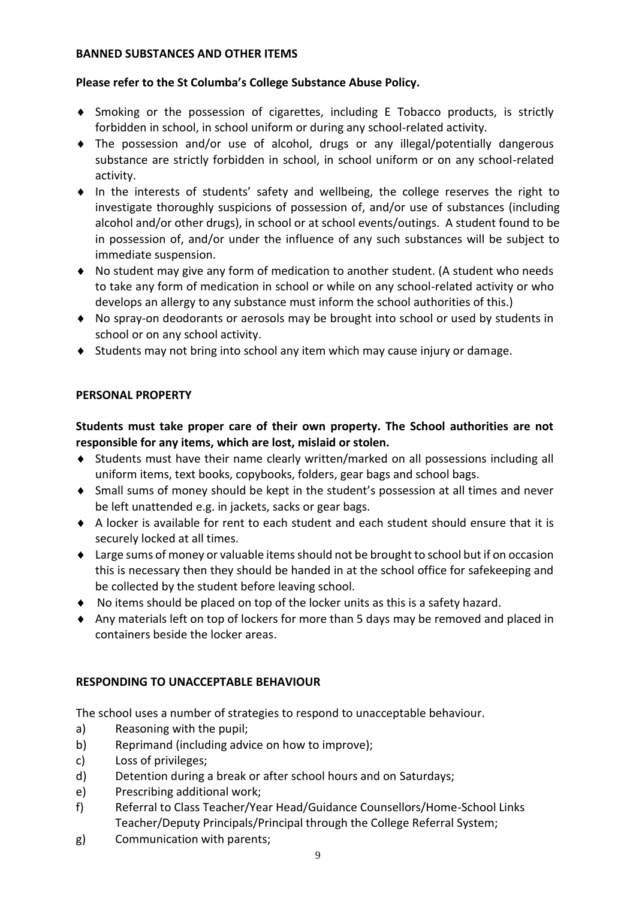## BANNED SUBSTANCES AND OTHER ITEMS

**Please refer to the St Columba's College Substance Abuse Policy.**

- Smoking or the possession of cigarettes, including E Tobacco products, is strictly forbidden in school, in school uniform or during any school-related activity.
- The possession and/or use of alcohol, drugs or any illegal/potentially dangerous substance are strictly forbidden in school, in school uniform or on any school-related activity.
- In the interests of students' safety and wellbeing, the college reserves the right to investigate thoroughly suspicions of possession of, and/or use of substances (including alcohol and/or other drugs), in school or at school events/outings. A student found to be in possession of, and/or under the influence of any such substances will be subject to immediate suspension.
- No student may give any form of medication to another student. (A student who needs to take any form of medication in school or while on any school-related activity or who develops an allergy to any substance must inform the school authorities of this.)
- No spray-on deodorants or aerosols may be brought into school or used by students in school or on any school activity.
- Students may not bring into school any item which may cause injury or damage.

## PERSONAL PROPERTY

**Students must take proper care of their own property. The School authorities are not responsible for any items, which are lost, mislaid or stolen.**

- Students must have their name clearly written/marked on all possessions including all uniform items, text books, copybooks, folders, gear bags and school bags.
- Small sums of money should be kept in the student's possession at all times and never be left unattended e.g. in jackets, sacks or gear bags.
- A locker is available for rent to each student and each student should ensure that it is securely locked at all times.
- Large sums of money or valuable items should not be brought to school but if on occasion this is necessary then they should be handed in at the school office for safekeeping and be collected by the student before leaving school.
- No items should be placed on top of the locker units as this is a safety hazard.
- Any materials left on top of lockers for more than 5 days may be removed and placed in containers beside the locker areas.

## RESPONDING TO UNACCEPTABLE BEHAVIOUR

The school uses a number of strategies to respond to unacceptable behaviour.

a) Reasoning with the pupil;
b) Reprimand (including advice on how to improve);
c) Loss of privileges;
d) Detention during a break or after school hours and on Saturdays;
e) Prescribing additional work;
f) Referral to Class Teacher/Year Head/Guidance Counsellors/Home-School Links Teacher/Deputy Principals/Principal through the College Referral System;
g) Communication with parents;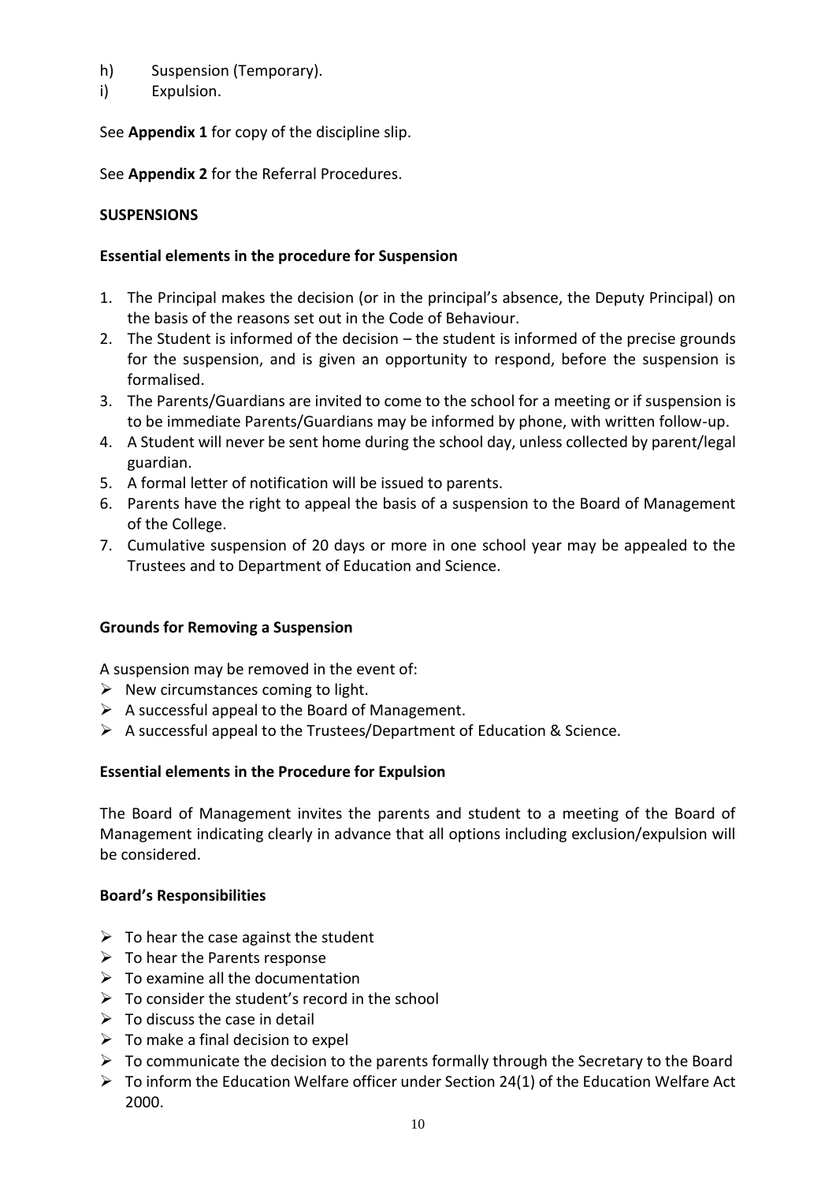h) Suspension (Temporary).
i) Expulsion.

See **Appendix 1** for copy of the discipline slip.

See **Appendix 2** for the Referral Procedures.

**SUSPENSIONS**

**Essential elements in the procedure for Suspension**

1. The Principal makes the decision (or in the principal's absence, the Deputy Principal) on the basis of the reasons set out in the Code of Behaviour.
2. The Student is informed of the decision – the student is informed of the precise grounds for the suspension, and is given an opportunity to respond, before the suspension is formalised.
3. The Parents/Guardians are invited to come to the school for a meeting or if suspension is to be immediate Parents/Guardians may be informed by phone, with written follow-up.
4. A Student will never be sent home during the school day, unless collected by parent/legal guardian.
5. A formal letter of notification will be issued to parents.
6. Parents have the right to appeal the basis of a suspension to the Board of Management of the College.
7. Cumulative suspension of 20 days or more in one school year may be appealed to the Trustees and to Department of Education and Science.

**Grounds for Removing a Suspension**

A suspension may be removed in the event of:

- New circumstances coming to light.
- A successful appeal to the Board of Management.
- A successful appeal to the Trustees/Department of Education & Science.

**Essential elements in the Procedure for Expulsion**

The Board of Management invites the parents and student to a meeting of the Board of Management indicating clearly in advance that all options including exclusion/expulsion will be considered.

**Board's Responsibilities**

- To hear the case against the student
- To hear the Parents response
- To examine all the documentation
- To consider the student's record in the school
- To discuss the case in detail
- To make a final decision to expel
- To communicate the decision to the parents formally through the Secretary to the Board
- To inform the Education Welfare officer under Section 24(1) of the Education Welfare Act 2000.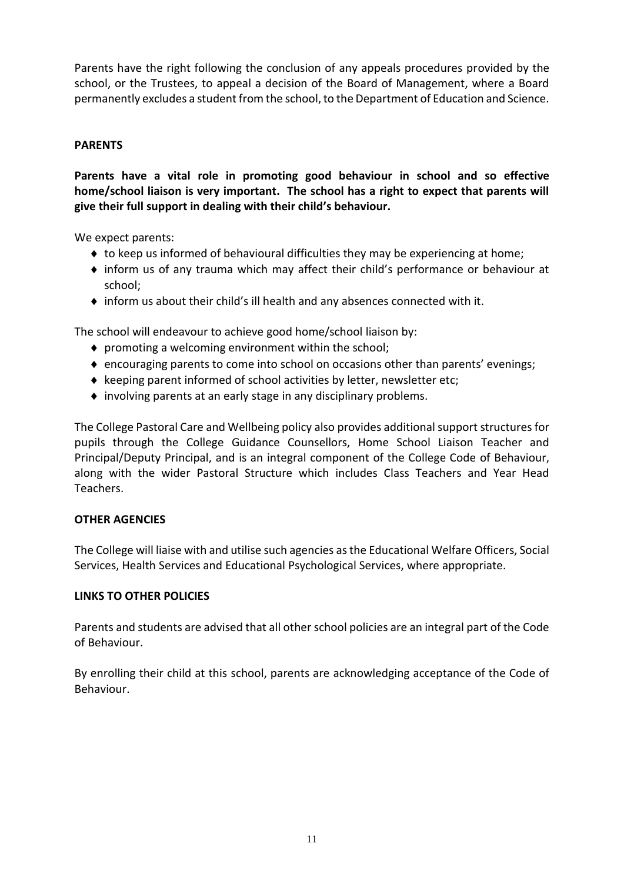Parents have the right following the conclusion of any appeals procedures provided by the school, or the Trustees, to appeal a decision of the Board of Management, where a Board permanently excludes a student from the school, to the Department of Education and Science.

## PARENTS

**Parents have a vital role in promoting good behaviour in school and so effective home/school liaison is very important. The school has a right to expect that parents will give their full support in dealing with their child's behaviour.**

We expect parents:

- to keep us informed of behavioural difficulties they may be experiencing at home;
- inform us of any trauma which may affect their child's performance or behaviour at school;
- inform us about their child's ill health and any absences connected with it.

The school will endeavour to achieve good home/school liaison by:

- promoting a welcoming environment within the school;
- encouraging parents to come into school on occasions other than parents' evenings;
- keeping parent informed of school activities by letter, newsletter etc;
- involving parents at an early stage in any disciplinary problems.

The College Pastoral Care and Wellbeing policy also provides additional support structures for pupils through the College Guidance Counsellors, Home School Liaison Teacher and Principal/Deputy Principal, and is an integral component of the College Code of Behaviour, along with the wider Pastoral Structure which includes Class Teachers and Year Head Teachers.

## OTHER AGENCIES

The College will liaise with and utilise such agencies as the Educational Welfare Officers, Social Services, Health Services and Educational Psychological Services, where appropriate.

## LINKS TO OTHER POLICIES

Parents and students are advised that all other school policies are an integral part of the Code of Behaviour.

By enrolling their child at this school, parents are acknowledging acceptance of the Code of Behaviour.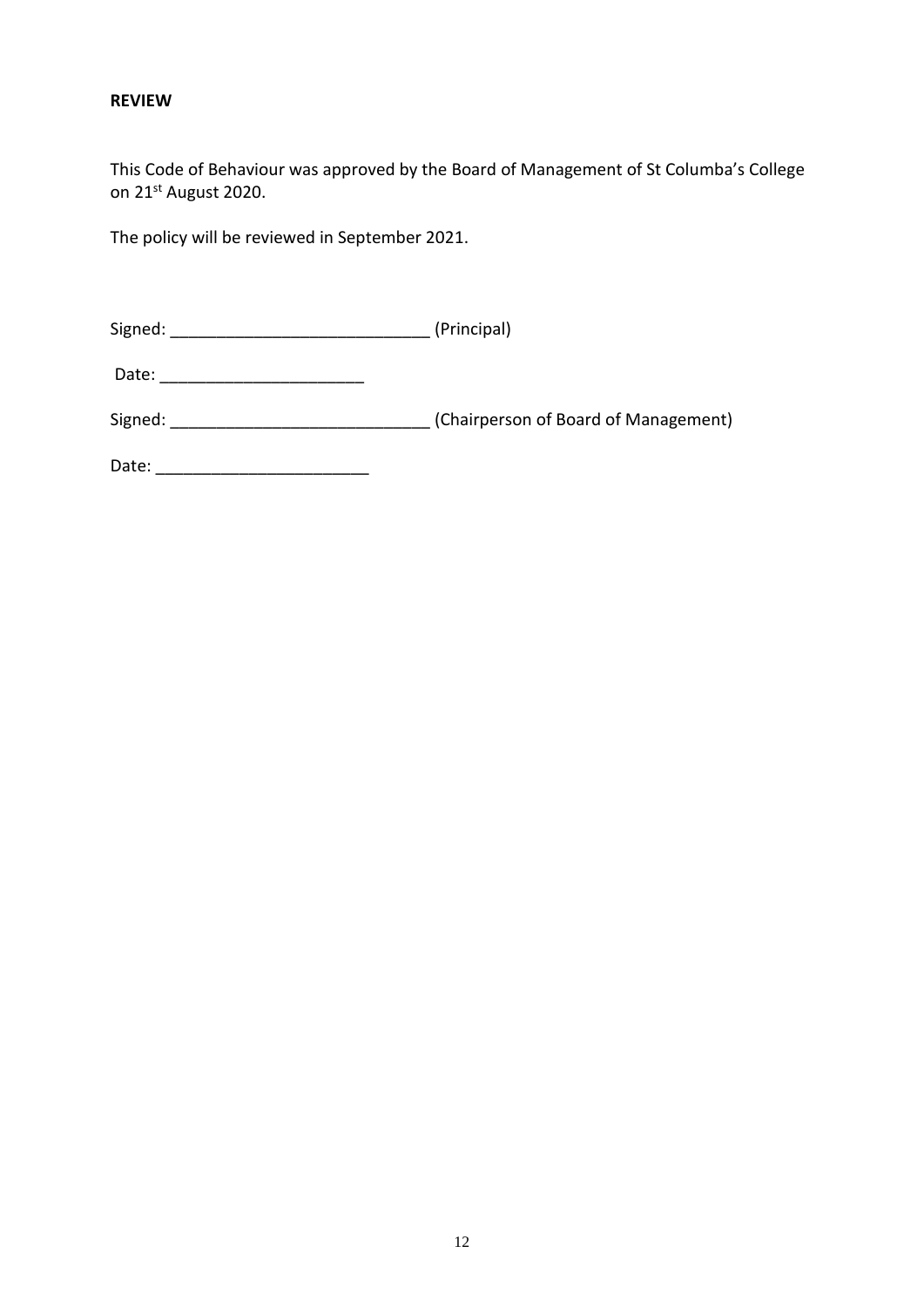**REVIEW**

This Code of Behaviour was approved by the Board of Management of St Columba's College on 21st August 2020.

The policy will be reviewed in September 2021.

Signed: ____________________________ (Principal)

Date: ______________________

Signed: ____________________________ (Chairperson of Board of Management)

Date: _______________________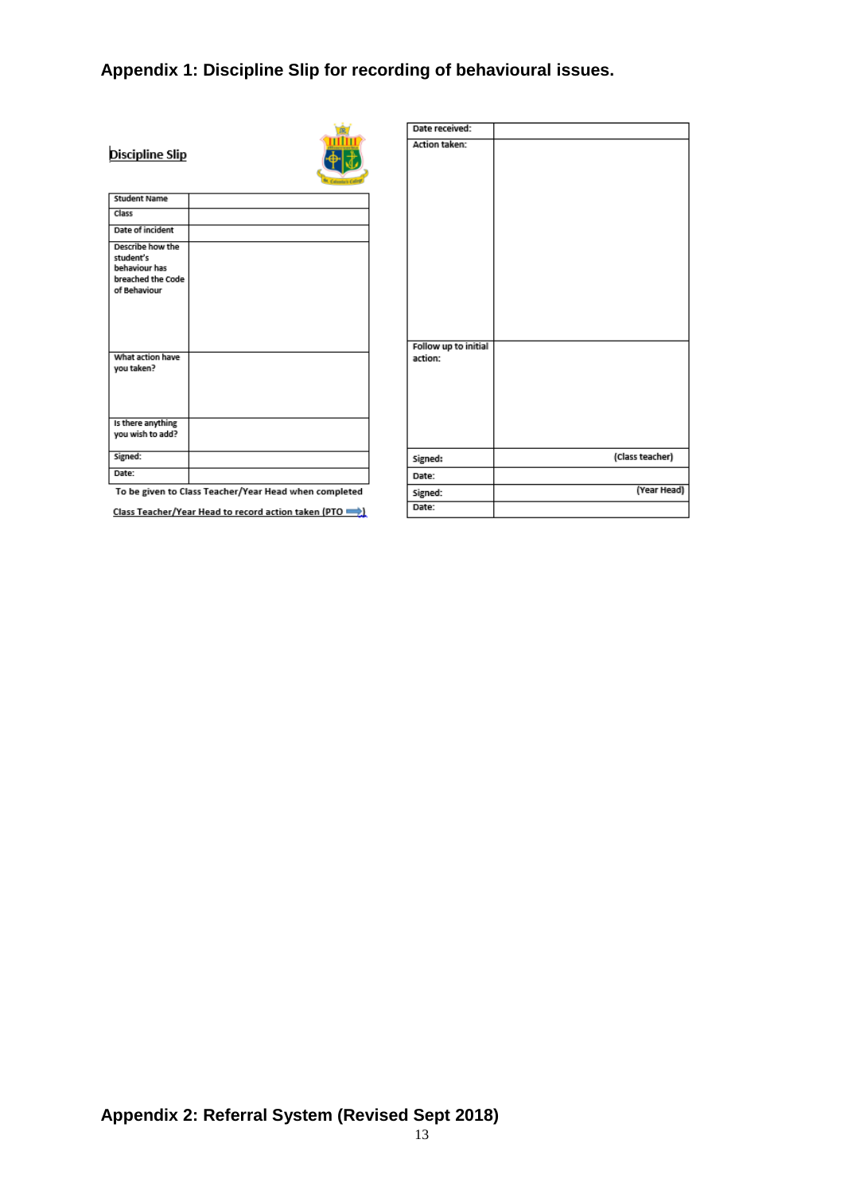## Appendix 1: Discipline Slip for recording of behavioural issues.

**Discipline Slip**

| Student Name | |
|---|---|
| Class | |
| Date of incident | |
| Describe how the student's behaviour has breached the Code of Behaviour | |
| What action have you taken? | |
| Is there anything you wish to add? | |
| Signed: | |
| Date: | |

To be given to Class Teacher/Year Head when completed

Class Teacher/Year Head to record action taken (PTO)

| Date received: | |
|---|---|
| Action taken: | |
| Follow up to initial action: | |
| Signed: | (Class teacher) |
| Date: | |
| Signed: | (Year Head) |
| Date: | |

## Appendix 2: Referral System (Revised Sept 2018)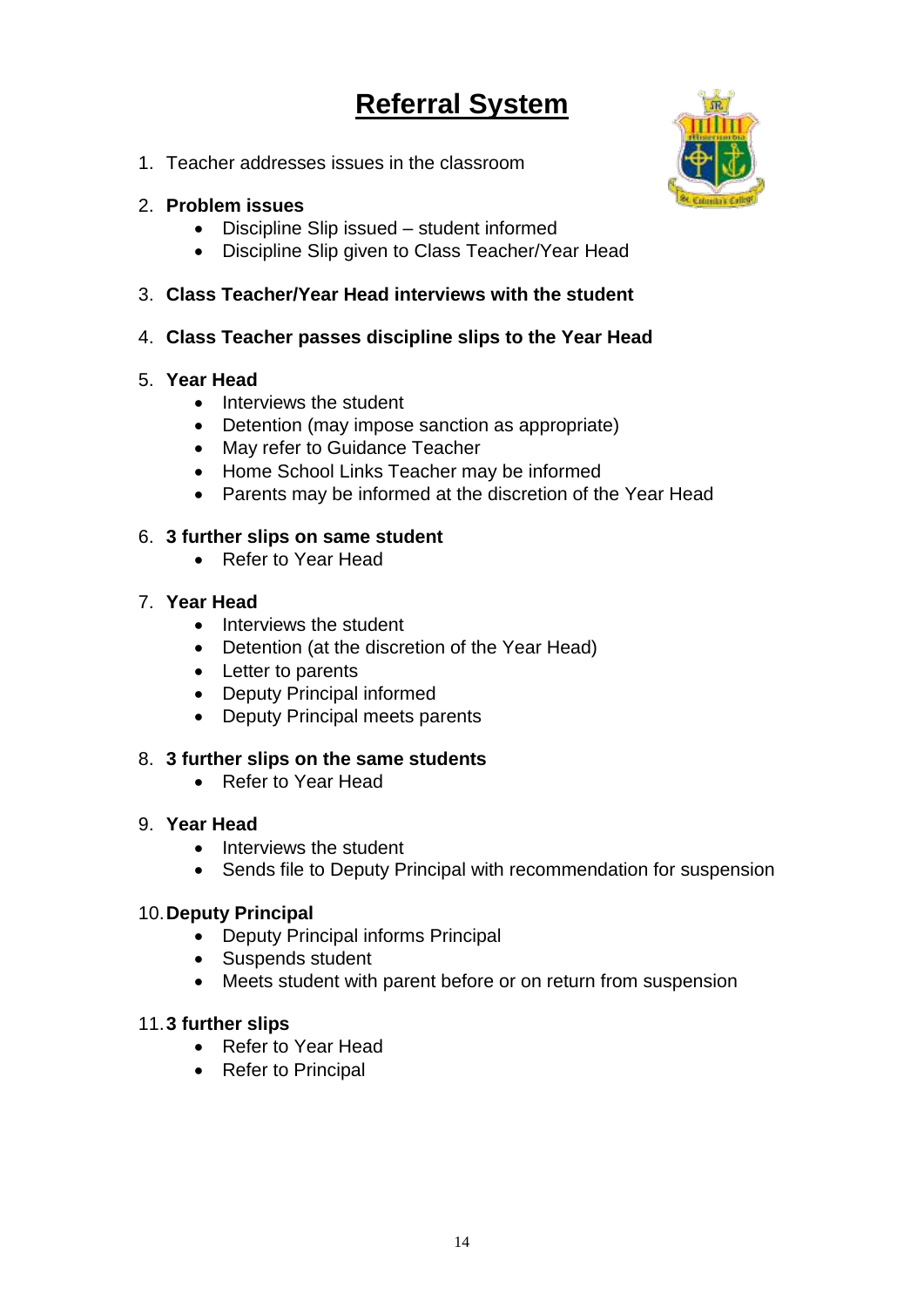# Referral System

1. Teacher addresses issues in the classroom

2. **Problem issues**
    - Discipline Slip issued – student informed
    - Discipline Slip given to Class Teacher/Year Head

3. **Class Teacher/Year Head interviews with the student**

4. **Class Teacher passes discipline slips to the Year Head**

5. **Year Head**
    - Interviews the student
    - Detention (may impose sanction as appropriate)
    - May refer to Guidance Teacher
    - Home School Links Teacher may be informed
    - Parents may be informed at the discretion of the Year Head

6. **3 further slips on same student**
    - Refer to Year Head

7. **Year Head**
    - Interviews the student
    - Detention (at the discretion of the Year Head)
    - Letter to parents
    - Deputy Principal informed
    - Deputy Principal meets parents

8. **3 further slips on the same students**
    - Refer to Year Head

9. **Year Head**
    - Interviews the student
    - Sends file to Deputy Principal with recommendation for suspension

10. **Deputy Principal**
    - Deputy Principal informs Principal
    - Suspends student
    - Meets student with parent before or on return from suspension

11. **3 further slips**
    - Refer to Year Head
    - Refer to Principal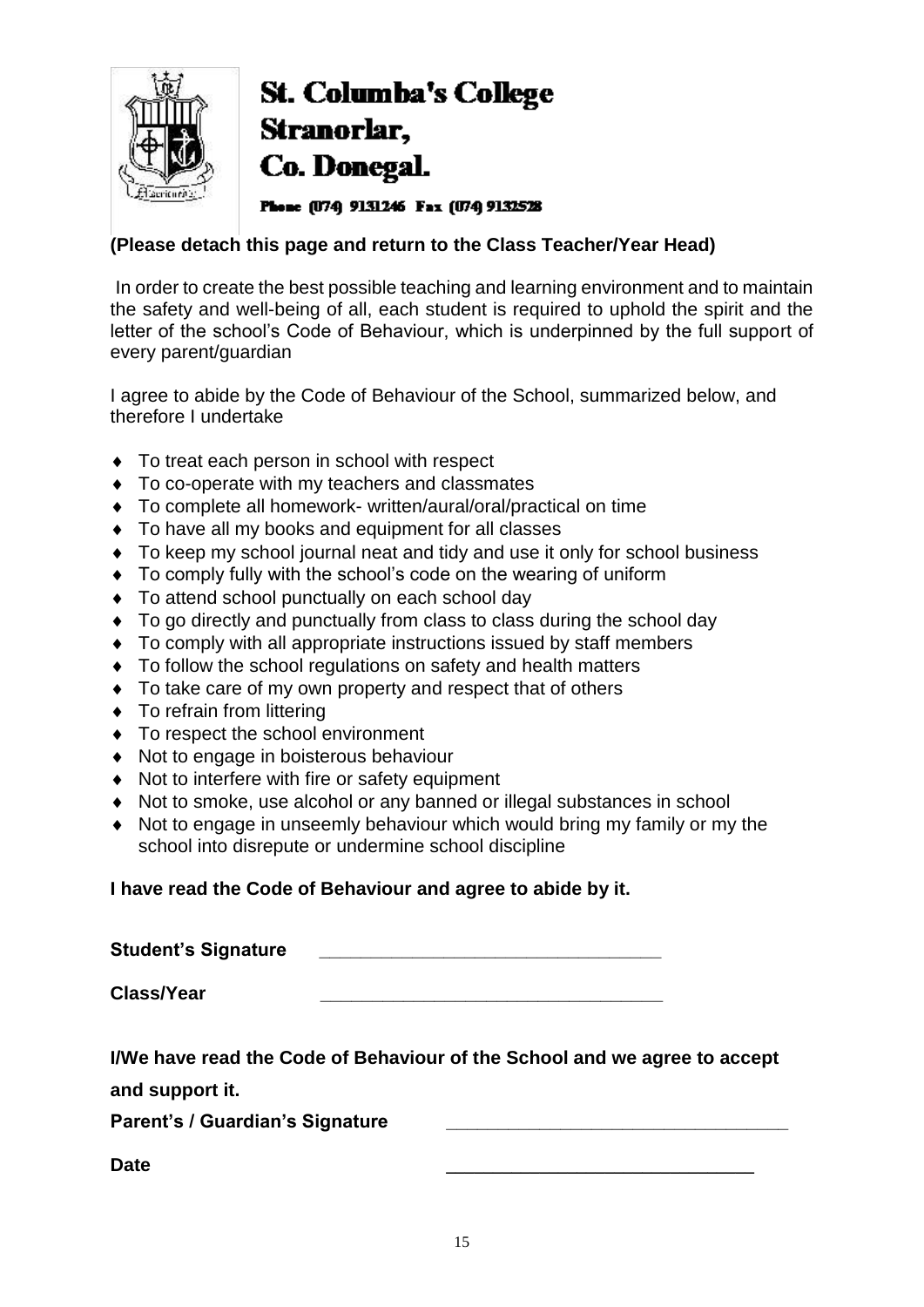# St. Columba's College
# Stranorlar,
# Co. Donegal.

Phone (074) 9131246 Fax (074) 9132528

**(Please detach this page and return to the Class Teacher/Year Head)**

In order to create the best possible teaching and learning environment and to maintain the safety and well-being of all, each student is required to uphold the spirit and the letter of the school's Code of Behaviour, which is underpinned by the full support of every parent/guardian

I agree to abide by the Code of Behaviour of the School, summarized below, and therefore I undertake

- To treat each person in school with respect
- To co-operate with my teachers and classmates
- To complete all homework- written/aural/oral/practical on time
- To have all my books and equipment for all classes
- To keep my school journal neat and tidy and use it only for school business
- To comply fully with the school's code on the wearing of uniform
- To attend school punctually on each school day
- To go directly and punctually from class to class during the school day
- To comply with all appropriate instructions issued by staff members
- To follow the school regulations on safety and health matters
- To take care of my own property and respect that of others
- To refrain from littering
- To respect the school environment
- Not to engage in boisterous behaviour
- Not to interfere with fire or safety equipment
- Not to smoke, use alcohol or any banned or illegal substances in school
- Not to engage in unseemly behaviour which would bring my family or my the school into disrepute or undermine school discipline

**I have read the Code of Behaviour and agree to abide by it.**

**Student's Signature** \_\_\_\_\_\_\_\_\_\_\_\_\_\_\_\_\_\_\_\_\_\_\_\_\_\_\_\_\_\_\_\_\_\_

**Class/Year** \_\_\_\_\_\_\_\_\_\_\_\_\_\_\_\_\_\_\_\_\_\_\_\_\_\_\_\_\_\_\_\_\_\_

**I/We have read the Code of Behaviour of the School and we agree to accept and support it.**

**Parent's / Guardian's Signature** \_\_\_\_\_\_\_\_\_\_\_\_\_\_\_\_\_\_\_\_\_\_\_\_\_\_\_\_\_\_\_\_\_\_

**Date** \_\_\_\_\_\_\_\_\_\_\_\_\_\_\_\_\_\_\_\_\_\_\_\_\_\_\_\_\_\_\_\_\_\_